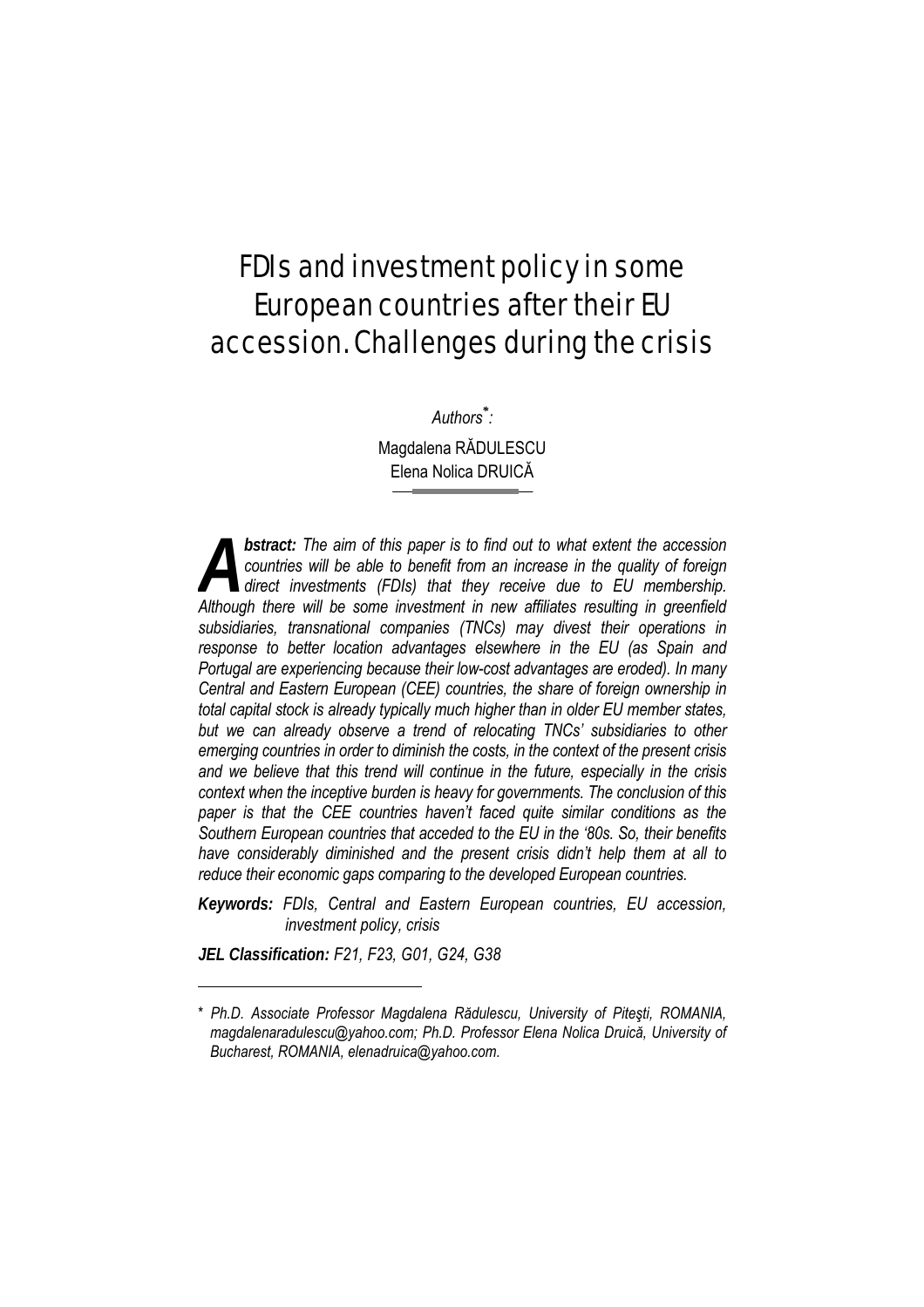# FDIs and investment policy in some European countries after their EU accession. Challenges during the crisis

*Authors\*:*

Magdalena RĂDULESCU
Elena Nolica DRUICĂ

***Abstract:*** *The aim of this paper is to find out to what extent the accession countries will be able to benefit from an increase in the quality of foreign direct investments (FDIs) that they receive due to EU membership. Although there will be some investment in new affiliates resulting in greenfield subsidiaries, transnational companies (TNCs) may divest their operations in response to better location advantages elsewhere in the EU (as Spain and Portugal are experiencing because their low-cost advantages are eroded). In many Central and Eastern European (CEE) countries, the share of foreign ownership in total capital stock is already typically much higher than in older EU member states, but we can already observe a trend of relocating TNCs' subsidiaries to other emerging countries in order to diminish the costs, in the context of the present crisis and we believe that this trend will continue in the future, especially in the crisis context when the inceptive burden is heavy for governments. The conclusion of this paper is that the CEE countries haven't faced quite similar conditions as the Southern European countries that acceded to the EU in the '80s. So, their benefits have considerably diminished and the present crisis didn't help them at all to reduce their economic gaps comparing to the developed European countries.*

***Keywords:*** *FDIs, Central and Eastern European countries, EU accession, investment policy, crisis*

***JEL Classification:*** *F21, F23, G01, G24, G38*

---

\* *Ph.D. Associate Professor Magdalena Rădulescu, University of Piteşti, ROMANIA, magdalenaradulescu@yahoo.com; Ph.D. Professor Elena Nolica Druică, University of Bucharest, ROMANIA, elenadruica@yahoo.com.*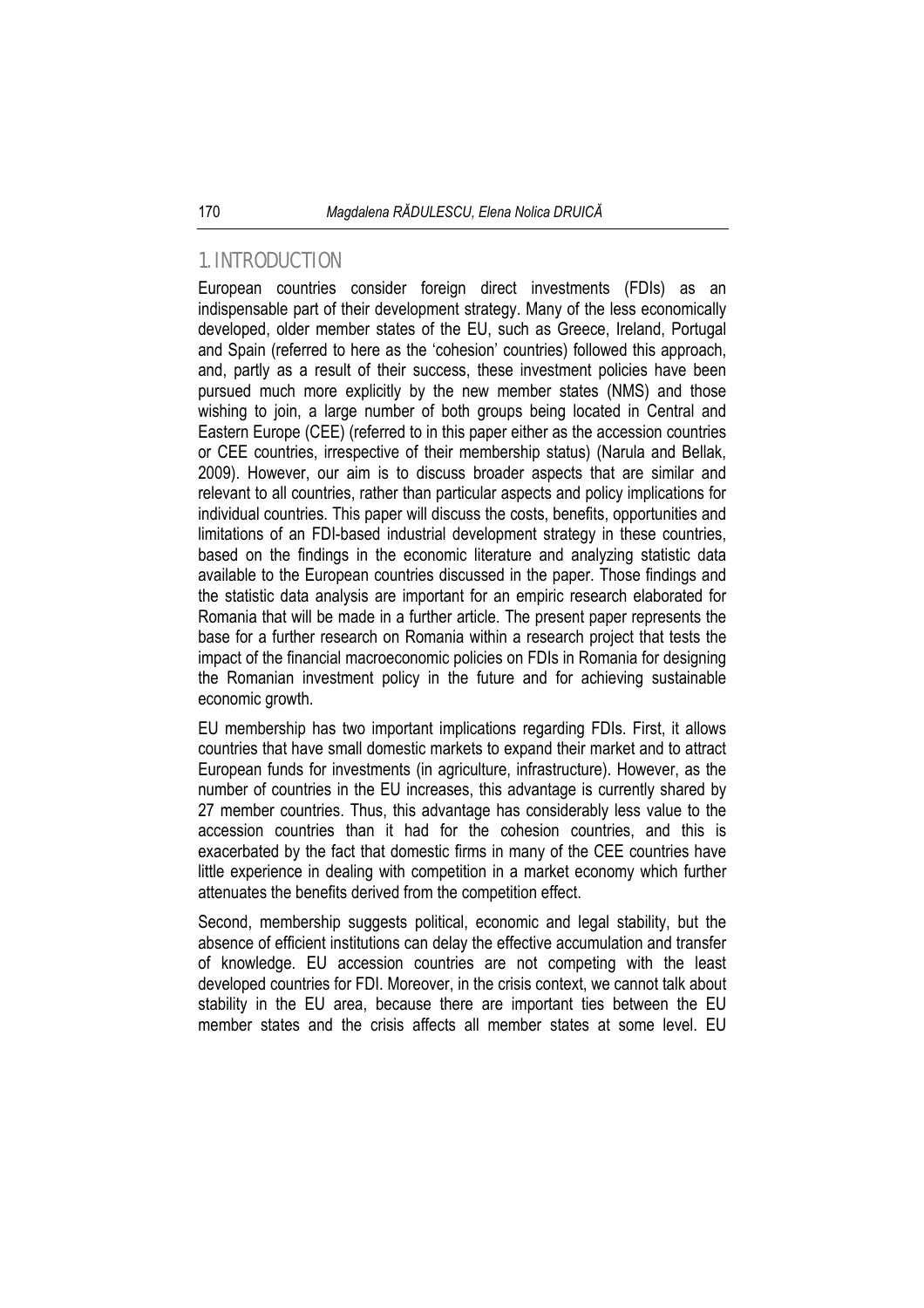## 1. INTRODUCTION

European countries consider foreign direct investments (FDIs) as an indispensable part of their development strategy. Many of the less economically developed, older member states of the EU, such as Greece, Ireland, Portugal and Spain (referred to here as the 'cohesion' countries) followed this approach, and, partly as a result of their success, these investment policies have been pursued much more explicitly by the new member states (NMS) and those wishing to join, a large number of both groups being located in Central and Eastern Europe (CEE) (referred to in this paper either as the accession countries or CEE countries, irrespective of their membership status) (Narula and Bellak, 2009). However, our aim is to discuss broader aspects that are similar and relevant to all countries, rather than particular aspects and policy implications for individual countries. This paper will discuss the costs, benefits, opportunities and limitations of an FDI-based industrial development strategy in these countries, based on the findings in the economic literature and analyzing statistic data available to the European countries discussed in the paper. Those findings and the statistic data analysis are important for an empiric research elaborated for Romania that will be made in a further article. The present paper represents the base for a further research on Romania within a research project that tests the impact of the financial macroeconomic policies on FDIs in Romania for designing the Romanian investment policy in the future and for achieving sustainable economic growth.

EU membership has two important implications regarding FDIs. First, it allows countries that have small domestic markets to expand their market and to attract European funds for investments (in agriculture, infrastructure). However, as the number of countries in the EU increases, this advantage is currently shared by 27 member countries. Thus, this advantage has considerably less value to the accession countries than it had for the cohesion countries, and this is exacerbated by the fact that domestic firms in many of the CEE countries have little experience in dealing with competition in a market economy which further attenuates the benefits derived from the competition effect.

Second, membership suggests political, economic and legal stability, but the absence of efficient institutions can delay the effective accumulation and transfer of knowledge. EU accession countries are not competing with the least developed countries for FDI. Moreover, in the crisis context, we cannot talk about stability in the EU area, because there are important ties between the EU member states and the crisis affects all member states at some level. EU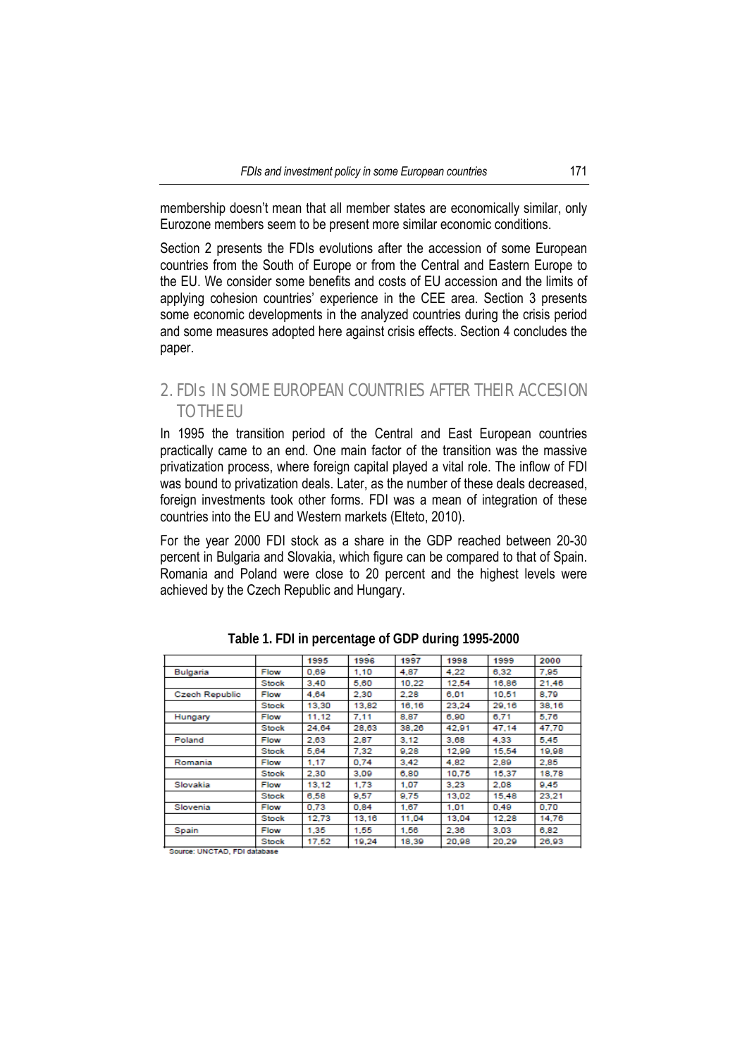membership doesn't mean that all member states are economically similar, only Eurozone members seem to be present more similar economic conditions.

Section 2 presents the FDIs evolutions after the accession of some European countries from the South of Europe or from the Central and Eastern Europe to the EU. We consider some benefits and costs of EU accession and the limits of applying cohesion countries' experience in the CEE area. Section 3 presents some economic developments in the analyzed countries during the crisis period and some measures adopted here against crisis effects. Section 4 concludes the paper.

## 2. FDIs IN SOME EUROPEAN COUNTRIES AFTER THEIR ACCESION TO THE EU

In 1995 the transition period of the Central and East European countries practically came to an end. One main factor of the transition was the massive privatization process, where foreign capital played a vital role. The inflow of FDI was bound to privatization deals. Later, as the number of these deals decreased, foreign investments took other forms. FDI was a mean of integration of these countries into the EU and Western markets (Elteto, 2010).

For the year 2000 FDI stock as a share in the GDP reached between 20-30 percent in Bulgaria and Slovakia, which figure can be compared to that of Spain. Romania and Poland were close to 20 percent and the highest levels were achieved by the Czech Republic and Hungary.

**Table 1. FDI in percentage of GDP during 1995-2000**

| | | 1995 | 1996 | 1997 | 1998 | 1999 | 2000 |
|---|---|---|---|---|---|---|---|
| Bulgaria | Flow | 0,69 | 1,10 | 4,87 | 4,22 | 6,32 | 7,95 |
| | Stock | 3,40 | 5,60 | 10,22 | 12,54 | 16,86 | 21,46 |
| Czech Republic | Flow | 4,64 | 2,30 | 2,28 | 6,01 | 10,51 | 8,79 |
| | Stock | 13,30 | 13,82 | 16,16 | 23,24 | 29,16 | 38,16 |
| Hungary | Flow | 11,12 | 7,11 | 8,87 | 6,90 | 6,71 | 5,76 |
| | Stock | 24,64 | 28,63 | 38,26 | 42,91 | 47,14 | 47,70 |
| Poland | Flow | 2,63 | 2,87 | 3,12 | 3,68 | 4,33 | 5,45 |
| | Stock | 5,64 | 7,32 | 9,28 | 12,99 | 15,54 | 19,98 |
| Romania | Flow | 1,17 | 0,74 | 3,42 | 4,82 | 2,89 | 2,85 |
| | Stock | 2,30 | 3,09 | 6,80 | 10,75 | 15,37 | 18,78 |
| Slovakia | Flow | 13,12 | 1,73 | 1,07 | 3,23 | 2,08 | 9,45 |
| | Stock | 6,58 | 9,57 | 9,75 | 13,02 | 15,48 | 23,21 |
| Slovenia | Flow | 0,73 | 0,84 | 1,67 | 1,01 | 0,49 | 0,70 |
| | Stock | 12,73 | 13,16 | 11,04 | 13,04 | 12,28 | 14,76 |
| Spain | Flow | 1,35 | 1,55 | 1,56 | 2,36 | 3,03 | 6,82 |
| | Stock | 17,52 | 19,24 | 18,39 | 20,98 | 20,29 | 26,93 |

Source: UNCTAD, FDI database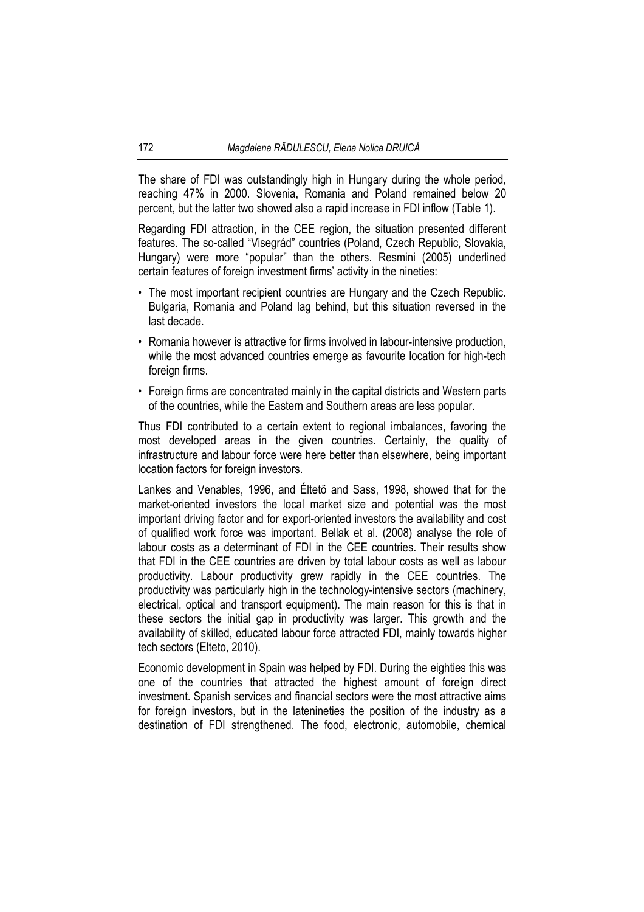The share of FDI was outstandingly high in Hungary during the whole period, reaching 47% in 2000. Slovenia, Romania and Poland remained below 20 percent, but the latter two showed also a rapid increase in FDI inflow (Table 1).

Regarding FDI attraction, in the CEE region, the situation presented different features. The so-called "Visegrád" countries (Poland, Czech Republic, Slovakia, Hungary) were more "popular" than the others. Resmini (2005) underlined certain features of foreign investment firms' activity in the nineties:

- The most important recipient countries are Hungary and the Czech Republic. Bulgaria, Romania and Poland lag behind, but this situation reversed in the last decade.
- Romania however is attractive for firms involved in labour-intensive production, while the most advanced countries emerge as favourite location for high-tech foreign firms.
- Foreign firms are concentrated mainly in the capital districts and Western parts of the countries, while the Eastern and Southern areas are less popular.

Thus FDI contributed to a certain extent to regional imbalances, favoring the most developed areas in the given countries. Certainly, the quality of infrastructure and labour force were here better than elsewhere, being important location factors for foreign investors.

Lankes and Venables, 1996, and Éltető and Sass, 1998, showed that for the market-oriented investors the local market size and potential was the most important driving factor and for export-oriented investors the availability and cost of qualified work force was important. Bellak et al. (2008) analyse the role of labour costs as a determinant of FDI in the CEE countries. Their results show that FDI in the CEE countries are driven by total labour costs as well as labour productivity. Labour productivity grew rapidly in the CEE countries. The productivity was particularly high in the technology-intensive sectors (machinery, electrical, optical and transport equipment). The main reason for this is that in these sectors the initial gap in productivity was larger. This growth and the availability of skilled, educated labour force attracted FDI, mainly towards higher tech sectors (Elteto, 2010).

Economic development in Spain was helped by FDI. During the eighties this was one of the countries that attracted the highest amount of foreign direct investment. Spanish services and financial sectors were the most attractive aims for foreign investors, but in the latenineties the position of the industry as a destination of FDI strengthened. The food, electronic, automobile, chemical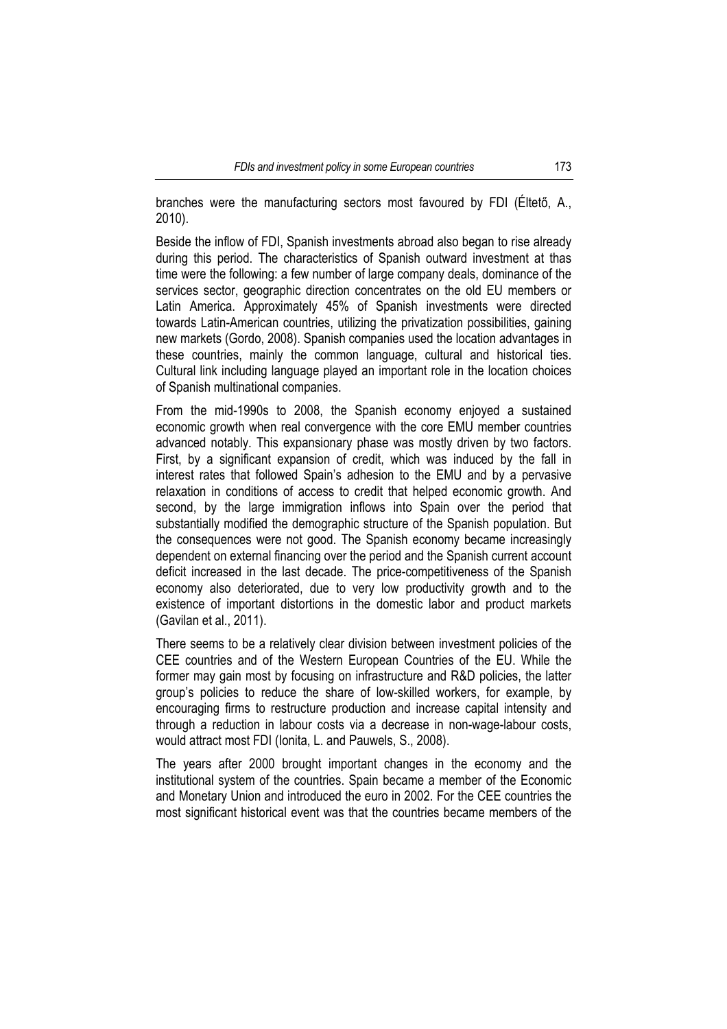branches were the manufacturing sectors most favoured by FDI (Éltető, A., 2010).

Beside the inflow of FDI, Spanish investments abroad also began to rise already during this period. The characteristics of Spanish outward investment at thas time were the following: a few number of large company deals, dominance of the services sector, geographic direction concentrates on the old EU members or Latin America. Approximately 45% of Spanish investments were directed towards Latin-American countries, utilizing the privatization possibilities, gaining new markets (Gordo, 2008). Spanish companies used the location advantages in these countries, mainly the common language, cultural and historical ties. Cultural link including language played an important role in the location choices of Spanish multinational companies.

From the mid-1990s to 2008, the Spanish economy enjoyed a sustained economic growth when real convergence with the core EMU member countries advanced notably. This expansionary phase was mostly driven by two factors. First, by a significant expansion of credit, which was induced by the fall in interest rates that followed Spain's adhesion to the EMU and by a pervasive relaxation in conditions of access to credit that helped economic growth. And second, by the large immigration inflows into Spain over the period that substantially modified the demographic structure of the Spanish population. But the consequences were not good. The Spanish economy became increasingly dependent on external financing over the period and the Spanish current account deficit increased in the last decade. The price-competitiveness of the Spanish economy also deteriorated, due to very low productivity growth and to the existence of important distortions in the domestic labor and product markets (Gavilan et al., 2011).

There seems to be a relatively clear division between investment policies of the CEE countries and of the Western European Countries of the EU. While the former may gain most by focusing on infrastructure and R&D policies, the latter group's policies to reduce the share of low-skilled workers, for example, by encouraging firms to restructure production and increase capital intensity and through a reduction in labour costs via a decrease in non-wage-labour costs, would attract most FDI (Ionita, L. and Pauwels, S., 2008).

The years after 2000 brought important changes in the economy and the institutional system of the countries. Spain became a member of the Economic and Monetary Union and introduced the euro in 2002. For the CEE countries the most significant historical event was that the countries became members of the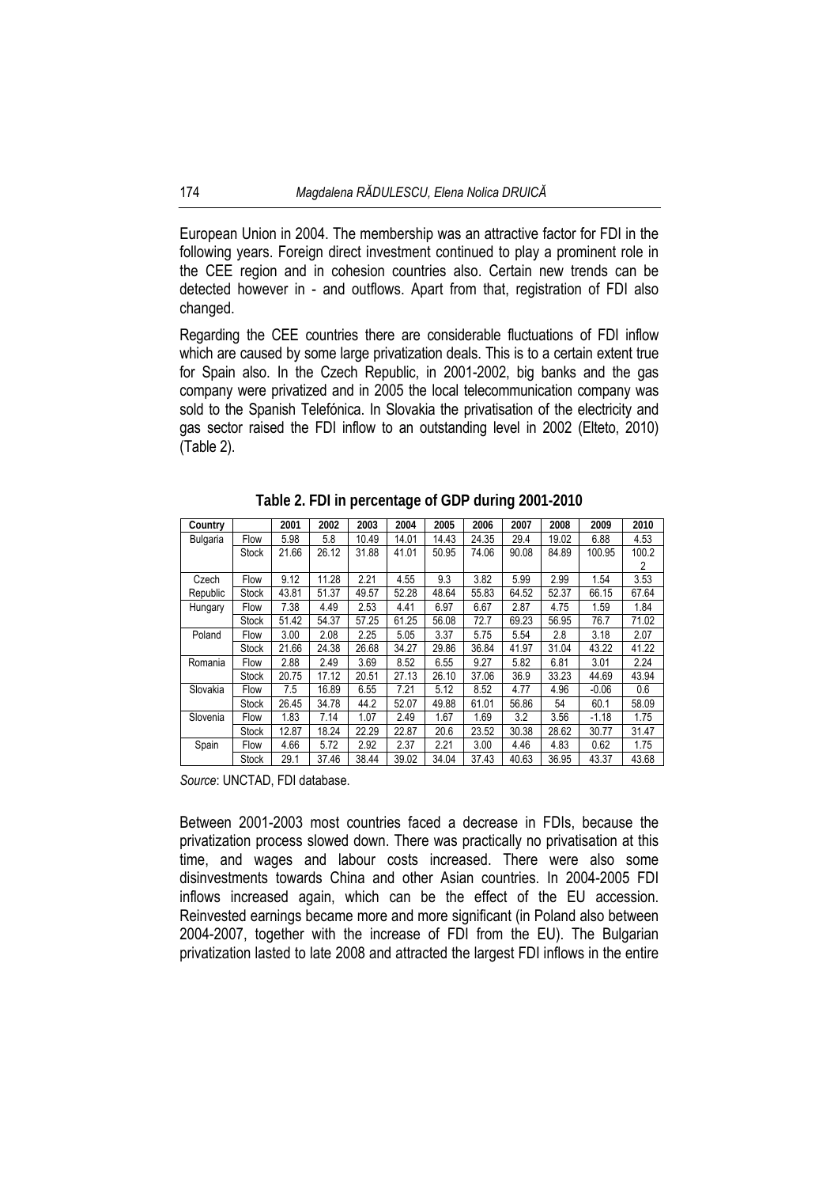European Union in 2004. The membership was an attractive factor for FDI in the following years. Foreign direct investment continued to play a prominent role in the CEE region and in cohesion countries also. Certain new trends can be detected however in - and outflows. Apart from that, registration of FDI also changed.

Regarding the CEE countries there are considerable fluctuations of FDI inflow which are caused by some large privatization deals. This is to a certain extent true for Spain also. In the Czech Republic, in 2001-2002, big banks and the gas company were privatized and in 2005 the local telecommunication company was sold to the Spanish Telefónica. In Slovakia the privatisation of the electricity and gas sector raised the FDI inflow to an outstanding level in 2002 (Elteto, 2010) (Table 2).

**Table 2. FDI in percentage of GDP during 2001-2010**

| Country | | 2001 | 2002 | 2003 | 2004 | 2005 | 2006 | 2007 | 2008 | 2009 | 2010 |
|---|---|---|---|---|---|---|---|---|---|---|---|
| Bulgaria | Flow | 5.98 | 5.8 | 10.49 | 14.01 | 14.43 | 24.35 | 29.4 | 19.02 | 6.88 | 4.53 |
| | Stock | 21.66 | 26.12 | 31.88 | 41.01 | 50.95 | 74.06 | 90.08 | 84.89 | 100.95 | 100.22 |
| Czech Republic | Flow | 9.12 | 11.28 | 2.21 | 4.55 | 9.3 | 3.82 | 5.99 | 2.99 | 1.54 | 3.53 |
| | Stock | 43.81 | 51.37 | 49.57 | 52.28 | 48.64 | 55.83 | 64.52 | 52.37 | 66.15 | 67.64 |
| Hungary | Flow | 7.38 | 4.49 | 2.53 | 4.41 | 6.97 | 6.67 | 2.87 | 4.75 | 1.59 | 1.84 |
| | Stock | 51.42 | 54.37 | 57.25 | 61.25 | 56.08 | 72.7 | 69.23 | 56.95 | 76.7 | 71.02 |
| Poland | Flow | 3.00 | 2.08 | 2.25 | 5.05 | 3.37 | 5.75 | 5.54 | 2.8 | 3.18 | 2.07 |
| | Stock | 21.66 | 24.38 | 26.68 | 34.27 | 29.86 | 36.84 | 41.97 | 31.04 | 43.22 | 41.22 |
| Romania | Flow | 2.88 | 2.49 | 3.69 | 8.52 | 6.55 | 9.27 | 5.82 | 6.81 | 3.01 | 2.24 |
| | Stock | 20.75 | 17.12 | 20.51 | 27.13 | 26.10 | 37.06 | 36.9 | 33.23 | 44.69 | 43.94 |
| Slovakia | Flow | 7.5 | 16.89 | 6.55 | 7.21 | 5.12 | 8.52 | 4.77 | 4.96 | -0.06 | 0.6 |
| | Stock | 26.45 | 34.78 | 44.2 | 52.07 | 49.88 | 61.01 | 56.86 | 54 | 60.1 | 58.09 |
| Slovenia | Flow | 1.83 | 7.14 | 1.07 | 2.49 | 1.67 | 1.69 | 3.2 | 3.56 | -1.18 | 1.75 |
| | Stock | 12.87 | 18.24 | 22.29 | 22.87 | 20.6 | 23.52 | 30.38 | 28.62 | 30.77 | 31.47 |
| Spain | Flow | 4.66 | 5.72 | 2.92 | 2.37 | 2.21 | 3.00 | 4.46 | 4.83 | 0.62 | 1.75 |
| | Stock | 29.1 | 37.46 | 38.44 | 39.02 | 34.04 | 37.43 | 40.63 | 36.95 | 43.37 | 43.68 |

*Source*: UNCTAD, FDI database.

Between 2001-2003 most countries faced a decrease in FDIs, because the privatization process slowed down. There was practically no privatisation at this time, and wages and labour costs increased. There were also some disinvestments towards China and other Asian countries. In 2004-2005 FDI inflows increased again, which can be the effect of the EU accession. Reinvested earnings became more and more significant (in Poland also between 2004-2007, together with the increase of FDI from the EU). The Bulgarian privatization lasted to late 2008 and attracted the largest FDI inflows in the entire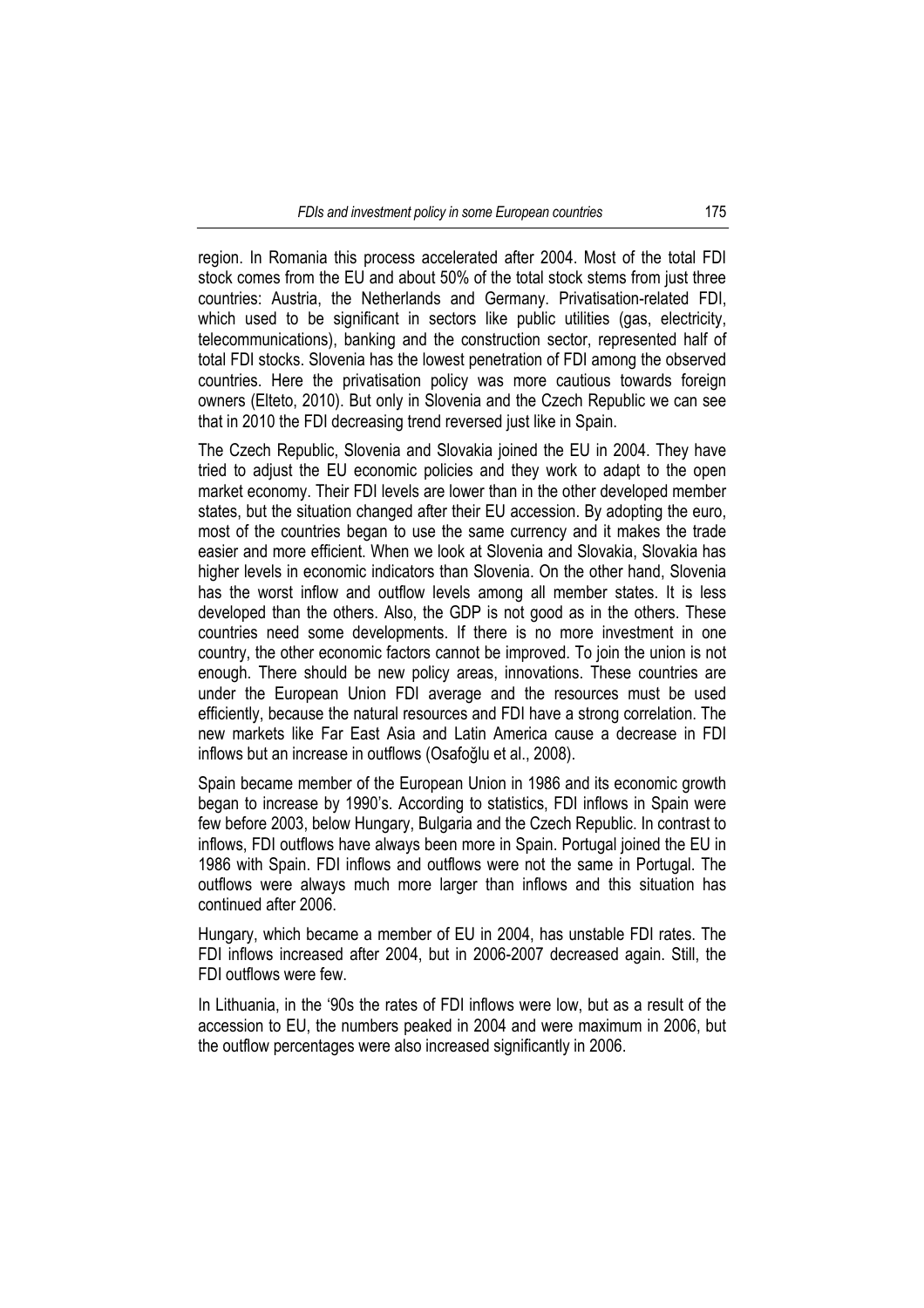region. In Romania this process accelerated after 2004. Most of the total FDI stock comes from the EU and about 50% of the total stock stems from just three countries: Austria, the Netherlands and Germany. Privatisation-related FDI, which used to be significant in sectors like public utilities (gas, electricity, telecommunications), banking and the construction sector, represented half of total FDI stocks. Slovenia has the lowest penetration of FDI among the observed countries. Here the privatisation policy was more cautious towards foreign owners (Elteto, 2010). But only in Slovenia and the Czech Republic we can see that in 2010 the FDI decreasing trend reversed just like in Spain.

The Czech Republic, Slovenia and Slovakia joined the EU in 2004. They have tried to adjust the EU economic policies and they work to adapt to the open market economy. Their FDI levels are lower than in the other developed member states, but the situation changed after their EU accession. By adopting the euro, most of the countries began to use the same currency and it makes the trade easier and more efficient. When we look at Slovenia and Slovakia, Slovakia has higher levels in economic indicators than Slovenia. On the other hand, Slovenia has the worst inflow and outflow levels among all member states. It is less developed than the others. Also, the GDP is not good as in the others. These countries need some developments. If there is no more investment in one country, the other economic factors cannot be improved. To join the union is not enough. There should be new policy areas, innovations. These countries are under the European Union FDI average and the resources must be used efficiently, because the natural resources and FDI have a strong correlation. The new markets like Far East Asia and Latin America cause a decrease in FDI inflows but an increase in outflows (Osafoğlu et al., 2008).

Spain became member of the European Union in 1986 and its economic growth began to increase by 1990's. According to statistics, FDI inflows in Spain were few before 2003, below Hungary, Bulgaria and the Czech Republic. In contrast to inflows, FDI outflows have always been more in Spain. Portugal joined the EU in 1986 with Spain. FDI inflows and outflows were not the same in Portugal. The outflows were always much more larger than inflows and this situation has continued after 2006.

Hungary, which became a member of EU in 2004, has unstable FDI rates. The FDI inflows increased after 2004, but in 2006-2007 decreased again. Still, the FDI outflows were few.

In Lithuania, in the '90s the rates of FDI inflows were low, but as a result of the accession to EU, the numbers peaked in 2004 and were maximum in 2006, but the outflow percentages were also increased significantly in 2006.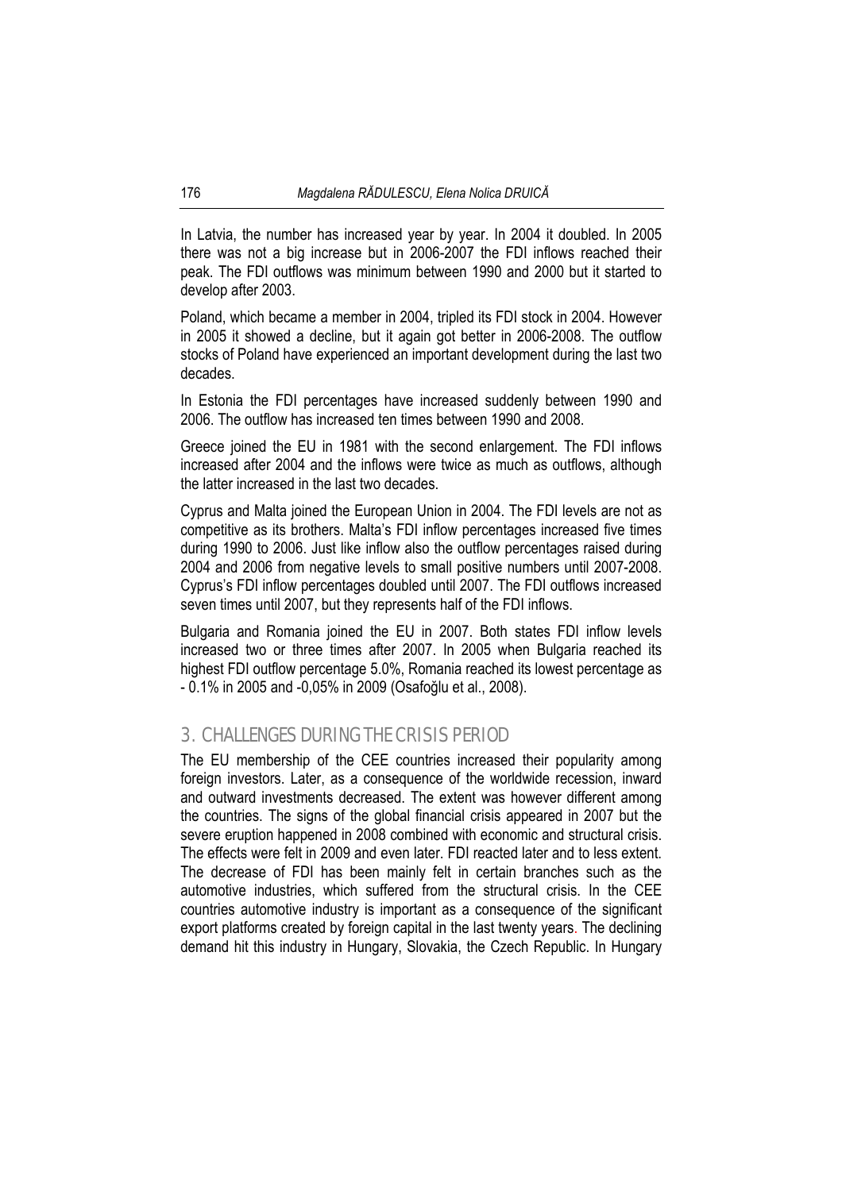In Latvia, the number has increased year by year. In 2004 it doubled. In 2005 there was not a big increase but in 2006-2007 the FDI inflows reached their peak. The FDI outflows was minimum between 1990 and 2000 but it started to develop after 2003.

Poland, which became a member in 2004, tripled its FDI stock in 2004. However in 2005 it showed a decline, but it again got better in 2006-2008. The outflow stocks of Poland have experienced an important development during the last two decades.

In Estonia the FDI percentages have increased suddenly between 1990 and 2006. The outflow has increased ten times between 1990 and 2008.

Greece joined the EU in 1981 with the second enlargement. The FDI inflows increased after 2004 and the inflows were twice as much as outflows, although the latter increased in the last two decades.

Cyprus and Malta joined the European Union in 2004. The FDI levels are not as competitive as its brothers. Malta's FDI inflow percentages increased five times during 1990 to 2006. Just like inflow also the outflow percentages raised during 2004 and 2006 from negative levels to small positive numbers until 2007-2008. Cyprus's FDI inflow percentages doubled until 2007. The FDI outflows increased seven times until 2007, but they represents half of the FDI inflows.

Bulgaria and Romania joined the EU in 2007. Both states FDI inflow levels increased two or three times after 2007. In 2005 when Bulgaria reached its highest FDI outflow percentage 5.0%, Romania reached its lowest percentage as - 0.1% in 2005 and -0,05% in 2009 (Osafoğlu et al., 2008).

## 3. CHALLENGES DURING THE CRISIS PERIOD

The EU membership of the CEE countries increased their popularity among foreign investors. Later, as a consequence of the worldwide recession, inward and outward investments decreased. The extent was however different among the countries. The signs of the global financial crisis appeared in 2007 but the severe eruption happened in 2008 combined with economic and structural crisis. The effects were felt in 2009 and even later. FDI reacted later and to less extent. The decrease of FDI has been mainly felt in certain branches such as the automotive industries, which suffered from the structural crisis. In the CEE countries automotive industry is important as a consequence of the significant export platforms created by foreign capital in the last twenty years. The declining demand hit this industry in Hungary, Slovakia, the Czech Republic. In Hungary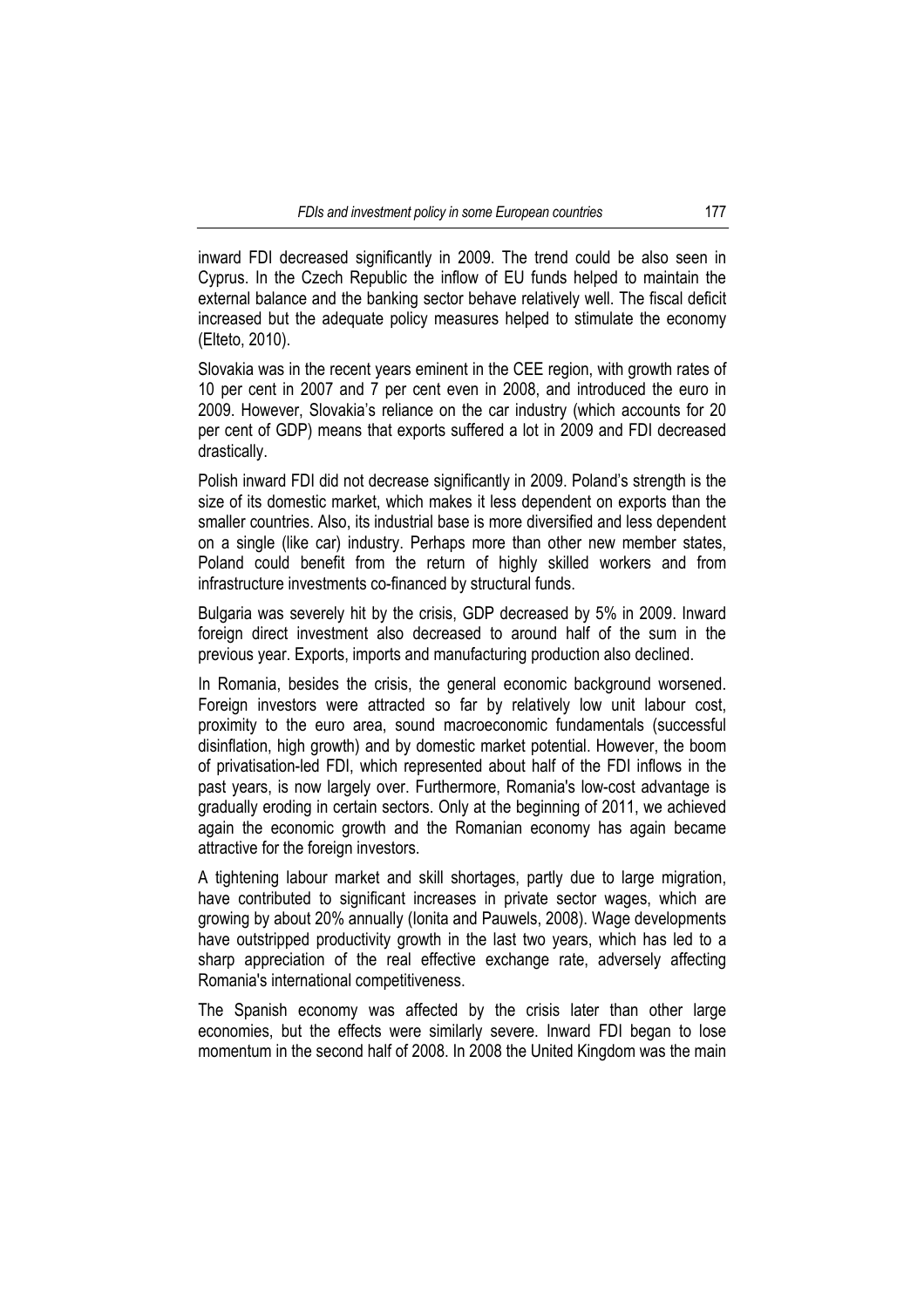inward FDI decreased significantly in 2009. The trend could be also seen in Cyprus. In the Czech Republic the inflow of EU funds helped to maintain the external balance and the banking sector behave relatively well. The fiscal deficit increased but the adequate policy measures helped to stimulate the economy (Elteto, 2010).

Slovakia was in the recent years eminent in the CEE region, with growth rates of 10 per cent in 2007 and 7 per cent even in 2008, and introduced the euro in 2009. However, Slovakia's reliance on the car industry (which accounts for 20 per cent of GDP) means that exports suffered a lot in 2009 and FDI decreased drastically.

Polish inward FDI did not decrease significantly in 2009. Poland's strength is the size of its domestic market, which makes it less dependent on exports than the smaller countries. Also, its industrial base is more diversified and less dependent on a single (like car) industry. Perhaps more than other new member states, Poland could benefit from the return of highly skilled workers and from infrastructure investments co-financed by structural funds.

Bulgaria was severely hit by the crisis, GDP decreased by 5% in 2009. Inward foreign direct investment also decreased to around half of the sum in the previous year. Exports, imports and manufacturing production also declined.

In Romania, besides the crisis, the general economic background worsened. Foreign investors were attracted so far by relatively low unit labour cost, proximity to the euro area, sound macroeconomic fundamentals (successful disinflation, high growth) and by domestic market potential. However, the boom of privatisation-led FDI, which represented about half of the FDI inflows in the past years, is now largely over. Furthermore, Romania's low-cost advantage is gradually eroding in certain sectors. Only at the beginning of 2011, we achieved again the economic growth and the Romanian economy has again became attractive for the foreign investors.

A tightening labour market and skill shortages, partly due to large migration, have contributed to significant increases in private sector wages, which are growing by about 20% annually (Ionita and Pauwels, 2008). Wage developments have outstripped productivity growth in the last two years, which has led to a sharp appreciation of the real effective exchange rate, adversely affecting Romania's international competitiveness.

The Spanish economy was affected by the crisis later than other large economies, but the effects were similarly severe. Inward FDI began to lose momentum in the second half of 2008. In 2008 the United Kingdom was the main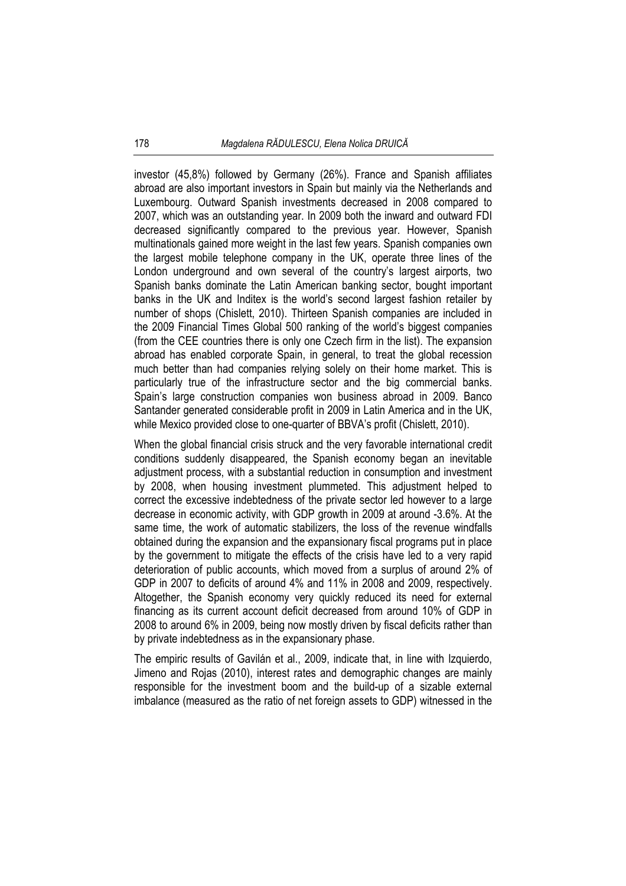investor (45,8%) followed by Germany (26%). France and Spanish affiliates abroad are also important investors in Spain but mainly via the Netherlands and Luxembourg. Outward Spanish investments decreased in 2008 compared to 2007, which was an outstanding year. In 2009 both the inward and outward FDI decreased significantly compared to the previous year. However, Spanish multinationals gained more weight in the last few years. Spanish companies own the largest mobile telephone company in the UK, operate three lines of the London underground and own several of the country's largest airports, two Spanish banks dominate the Latin American banking sector, bought important banks in the UK and Inditex is the world's second largest fashion retailer by number of shops (Chislett, 2010). Thirteen Spanish companies are included in the 2009 Financial Times Global 500 ranking of the world's biggest companies (from the CEE countries there is only one Czech firm in the list). The expansion abroad has enabled corporate Spain, in general, to treat the global recession much better than had companies relying solely on their home market. This is particularly true of the infrastructure sector and the big commercial banks. Spain's large construction companies won business abroad in 2009. Banco Santander generated considerable profit in 2009 in Latin America and in the UK, while Mexico provided close to one-quarter of BBVA's profit (Chislett, 2010).

When the global financial crisis struck and the very favorable international credit conditions suddenly disappeared, the Spanish economy began an inevitable adjustment process, with a substantial reduction in consumption and investment by 2008, when housing investment plummeted. This adjustment helped to correct the excessive indebtedness of the private sector led however to a large decrease in economic activity, with GDP growth in 2009 at around -3.6%. At the same time, the work of automatic stabilizers, the loss of the revenue windfalls obtained during the expansion and the expansionary fiscal programs put in place by the government to mitigate the effects of the crisis have led to a very rapid deterioration of public accounts, which moved from a surplus of around 2% of GDP in 2007 to deficits of around 4% and 11% in 2008 and 2009, respectively. Altogether, the Spanish economy very quickly reduced its need for external financing as its current account deficit decreased from around 10% of GDP in 2008 to around 6% in 2009, being now mostly driven by fiscal deficits rather than by private indebtedness as in the expansionary phase.

The empiric results of Gavilán et al., 2009, indicate that, in line with Izquierdo, Jimeno and Rojas (2010), interest rates and demographic changes are mainly responsible for the investment boom and the build-up of a sizable external imbalance (measured as the ratio of net foreign assets to GDP) witnessed in the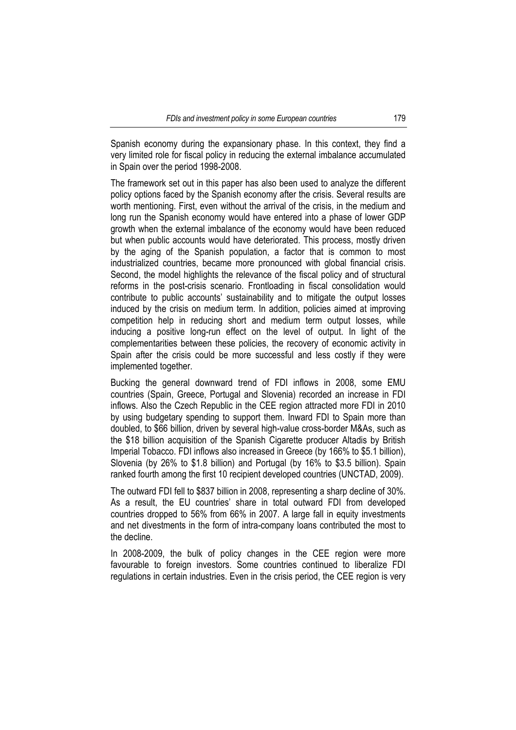Spanish economy during the expansionary phase. In this context, they find a very limited role for fiscal policy in reducing the external imbalance accumulated in Spain over the period 1998-2008.

The framework set out in this paper has also been used to analyze the different policy options faced by the Spanish economy after the crisis. Several results are worth mentioning. First, even without the arrival of the crisis, in the medium and long run the Spanish economy would have entered into a phase of lower GDP growth when the external imbalance of the economy would have been reduced but when public accounts would have deteriorated. This process, mostly driven by the aging of the Spanish population, a factor that is common to most industrialized countries, became more pronounced with global financial crisis. Second, the model highlights the relevance of the fiscal policy and of structural reforms in the post-crisis scenario. Frontloading in fiscal consolidation would contribute to public accounts' sustainability and to mitigate the output losses induced by the crisis on medium term. In addition, policies aimed at improving competition help in reducing short and medium term output losses, while inducing a positive long-run effect on the level of output. In light of the complementarities between these policies, the recovery of economic activity in Spain after the crisis could be more successful and less costly if they were implemented together.

Bucking the general downward trend of FDI inflows in 2008, some EMU countries (Spain, Greece, Portugal and Slovenia) recorded an increase in FDI inflows. Also the Czech Republic in the CEE region attracted more FDI in 2010 by using budgetary spending to support them. Inward FDI to Spain more than doubled, to $66 billion, driven by several high-value cross-border M&As, such as the $18 billion acquisition of the Spanish Cigarette producer Altadis by British Imperial Tobacco. FDI inflows also increased in Greece (by 166% to $5.1 billion), Slovenia (by 26% to $1.8 billion) and Portugal (by 16% to $3.5 billion). Spain ranked fourth among the first 10 recipient developed countries (UNCTAD, 2009).

The outward FDI fell to $837 billion in 2008, representing a sharp decline of 30%. As a result, the EU countries' share in total outward FDI from developed countries dropped to 56% from 66% in 2007. A large fall in equity investments and net divestments in the form of intra-company loans contributed the most to the decline.

In 2008-2009, the bulk of policy changes in the CEE region were more favourable to foreign investors. Some countries continued to liberalize FDI regulations in certain industries. Even in the crisis period, the CEE region is very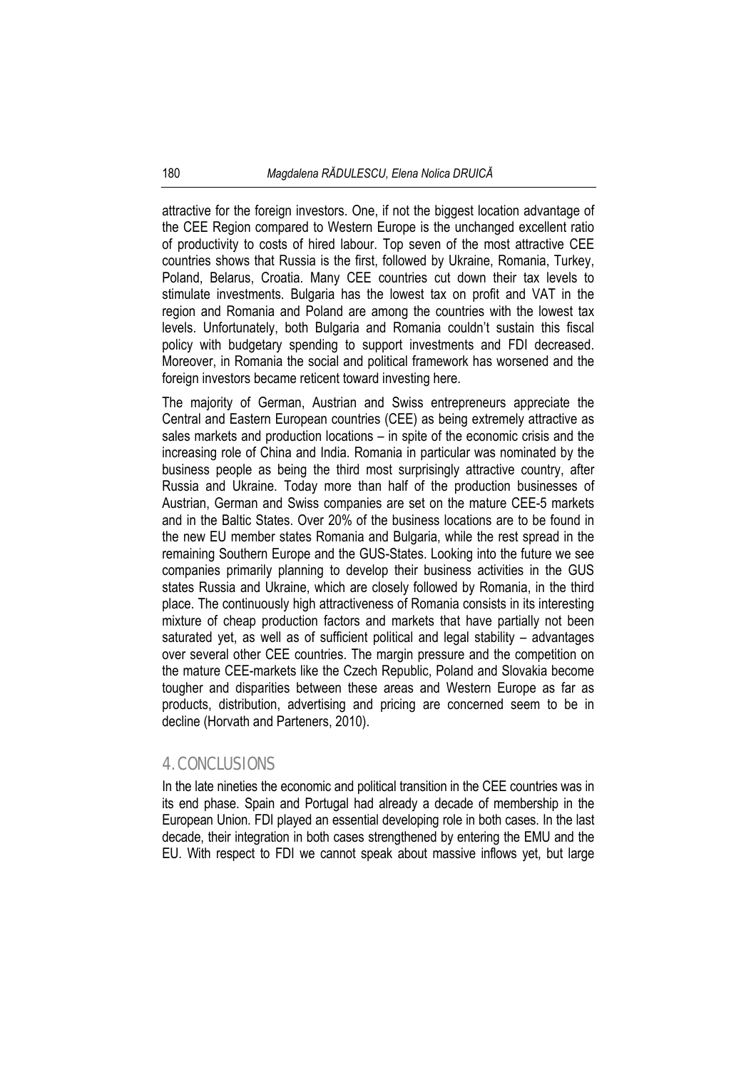attractive for the foreign investors. One, if not the biggest location advantage of the CEE Region compared to Western Europe is the unchanged excellent ratio of productivity to costs of hired labour. Top seven of the most attractive CEE countries shows that Russia is the first, followed by Ukraine, Romania, Turkey, Poland, Belarus, Croatia. Many CEE countries cut down their tax levels to stimulate investments. Bulgaria has the lowest tax on profit and VAT in the region and Romania and Poland are among the countries with the lowest tax levels. Unfortunately, both Bulgaria and Romania couldn't sustain this fiscal policy with budgetary spending to support investments and FDI decreased. Moreover, in Romania the social and political framework has worsened and the foreign investors became reticent toward investing here.

The majority of German, Austrian and Swiss entrepreneurs appreciate the Central and Eastern European countries (CEE) as being extremely attractive as sales markets and production locations – in spite of the economic crisis and the increasing role of China and India. Romania in particular was nominated by the business people as being the third most surprisingly attractive country, after Russia and Ukraine. Today more than half of the production businesses of Austrian, German and Swiss companies are set on the mature CEE-5 markets and in the Baltic States. Over 20% of the business locations are to be found in the new EU member states Romania and Bulgaria, while the rest spread in the remaining Southern Europe and the GUS-States. Looking into the future we see companies primarily planning to develop their business activities in the GUS states Russia and Ukraine, which are closely followed by Romania, in the third place. The continuously high attractiveness of Romania consists in its interesting mixture of cheap production factors and markets that have partially not been saturated yet, as well as of sufficient political and legal stability – advantages over several other CEE countries. The margin pressure and the competition on the mature CEE-markets like the Czech Republic, Poland and Slovakia become tougher and disparities between these areas and Western Europe as far as products, distribution, advertising and pricing are concerned seem to be in decline (Horvath and Parteners, 2010).

## 4. CONCLUSIONS

In the late nineties the economic and political transition in the CEE countries was in its end phase. Spain and Portugal had already a decade of membership in the European Union. FDI played an essential developing role in both cases. In the last decade, their integration in both cases strengthened by entering the EMU and the EU. With respect to FDI we cannot speak about massive inflows yet, but large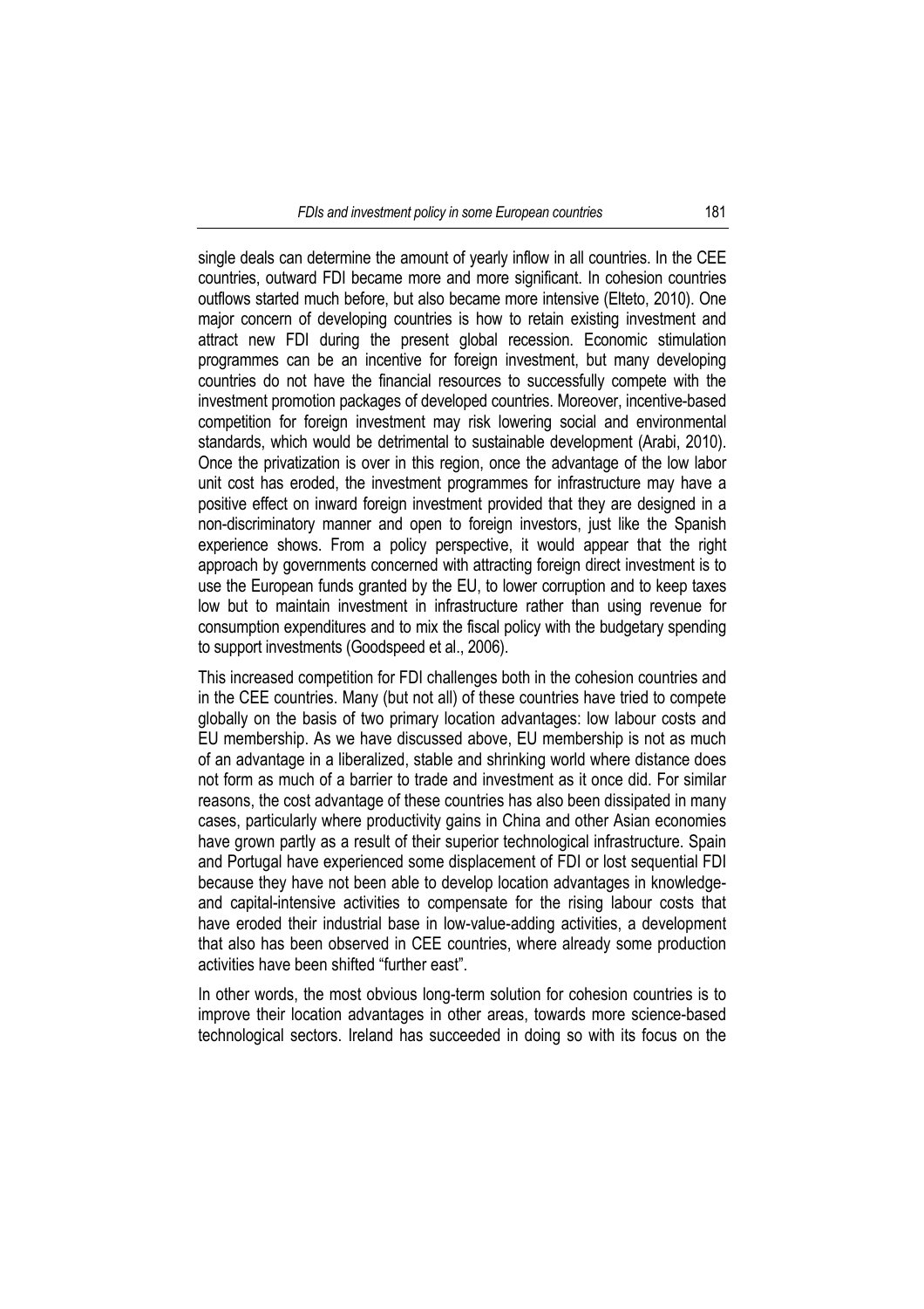single deals can determine the amount of yearly inflow in all countries. In the CEE countries, outward FDI became more and more significant. In cohesion countries outflows started much before, but also became more intensive (Elteto, 2010). One major concern of developing countries is how to retain existing investment and attract new FDI during the present global recession. Economic stimulation programmes can be an incentive for foreign investment, but many developing countries do not have the financial resources to successfully compete with the investment promotion packages of developed countries. Moreover, incentive-based competition for foreign investment may risk lowering social and environmental standards, which would be detrimental to sustainable development (Arabi, 2010). Once the privatization is over in this region, once the advantage of the low labor unit cost has eroded, the investment programmes for infrastructure may have a positive effect on inward foreign investment provided that they are designed in a non-discriminatory manner and open to foreign investors, just like the Spanish experience shows. From a policy perspective, it would appear that the right approach by governments concerned with attracting foreign direct investment is to use the European funds granted by the EU, to lower corruption and to keep taxes low but to maintain investment in infrastructure rather than using revenue for consumption expenditures and to mix the fiscal policy with the budgetary spending to support investments (Goodspeed et al., 2006).

This increased competition for FDI challenges both in the cohesion countries and in the CEE countries. Many (but not all) of these countries have tried to compete globally on the basis of two primary location advantages: low labour costs and EU membership. As we have discussed above, EU membership is not as much of an advantage in a liberalized, stable and shrinking world where distance does not form as much of a barrier to trade and investment as it once did. For similar reasons, the cost advantage of these countries has also been dissipated in many cases, particularly where productivity gains in China and other Asian economies have grown partly as a result of their superior technological infrastructure. Spain and Portugal have experienced some displacement of FDI or lost sequential FDI because they have not been able to develop location advantages in knowledge- and capital-intensive activities to compensate for the rising labour costs that have eroded their industrial base in low-value-adding activities, a development that also has been observed in CEE countries, where already some production activities have been shifted "further east".

In other words, the most obvious long-term solution for cohesion countries is to improve their location advantages in other areas, towards more science-based technological sectors. Ireland has succeeded in doing so with its focus on the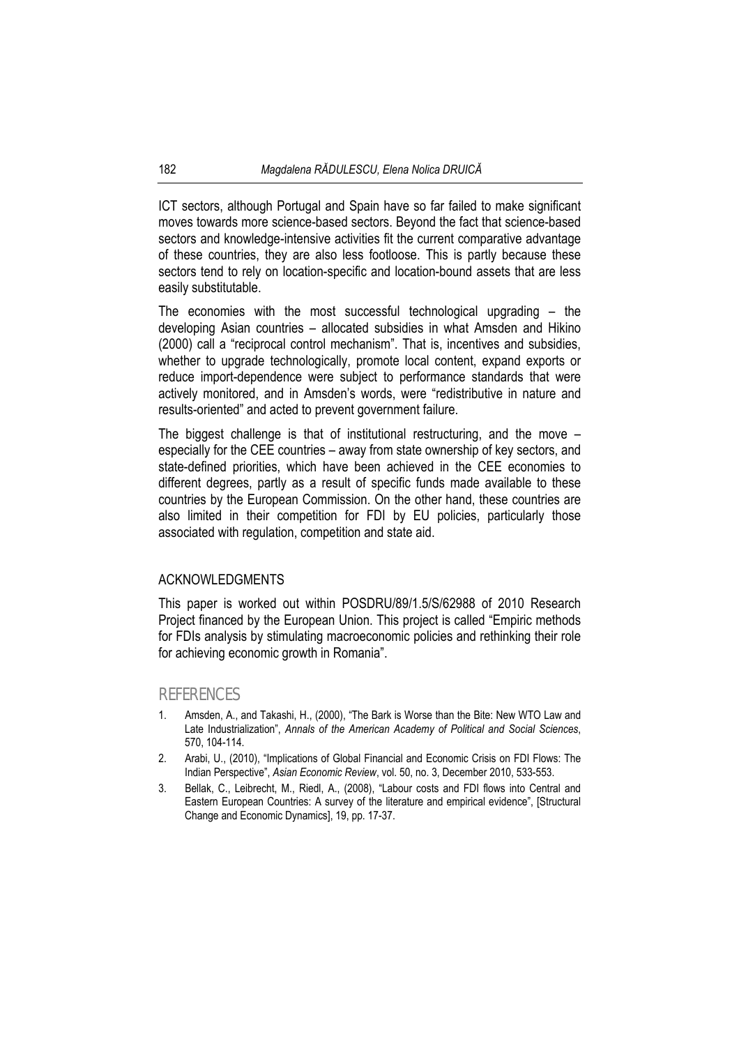ICT sectors, although Portugal and Spain have so far failed to make significant moves towards more science-based sectors. Beyond the fact that science-based sectors and knowledge-intensive activities fit the current comparative advantage of these countries, they are also less footloose. This is partly because these sectors tend to rely on location-specific and location-bound assets that are less easily substitutable.

The economies with the most successful technological upgrading – the developing Asian countries – allocated subsidies in what Amsden and Hikino (2000) call a "reciprocal control mechanism". That is, incentives and subsidies, whether to upgrade technologically, promote local content, expand exports or reduce import-dependence were subject to performance standards that were actively monitored, and in Amsden's words, were "redistributive in nature and results-oriented" and acted to prevent government failure.

The biggest challenge is that of institutional restructuring, and the move – especially for the CEE countries – away from state ownership of key sectors, and state-defined priorities, which have been achieved in the CEE economies to different degrees, partly as a result of specific funds made available to these countries by the European Commission. On the other hand, these countries are also limited in their competition for FDI by EU policies, particularly those associated with regulation, competition and state aid.

## ACKNOWLEDGMENTS

This paper is worked out within POSDRU/89/1.5/S/62988 of 2010 Research Project financed by the European Union. This project is called "Empiric methods for FDIs analysis by stimulating macroeconomic policies and rethinking their role for achieving economic growth in Romania".

## REFERENCES

1. Amsden, A., and Takashi, H., (2000), "The Bark is Worse than the Bite: New WTO Law and Late Industrialization", *Annals of the American Academy of Political and Social Sciences*, 570, 104-114.
2. Arabi, U., (2010), "Implications of Global Financial and Economic Crisis on FDI Flows: The Indian Perspective", *Asian Economic Review*, vol. 50, no. 3, December 2010, 533-553.
3. Bellak, C., Leibrecht, M., Riedl, A., (2008), "Labour costs and FDI flows into Central and Eastern European Countries: A survey of the literature and empirical evidence", [Structural Change and Economic Dynamics], 19, pp. 17-37.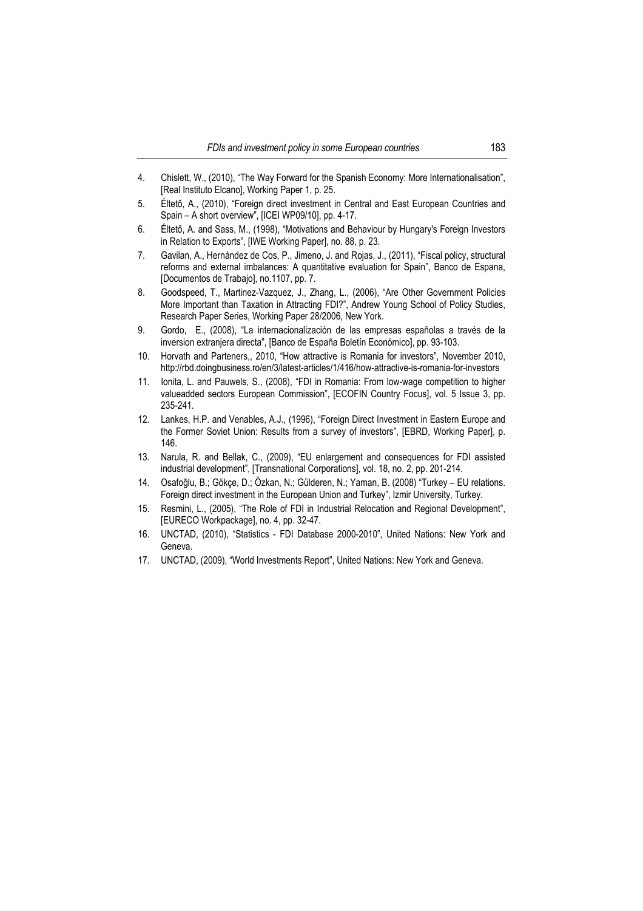4. Chislett, W., (2010), "The Way Forward for the Spanish Economy: More Internationalisation", [Real Instituto Elcano], Working Paper 1, p. 25.
5. Éltető, A., (2010), "Foreign direct investment in Central and East European Countries and Spain – A short overview", [ICEI WP09/10], pp. 4-17.
6. Éltető, A. and Sass, M., (1998), "Motivations and Behaviour by Hungary's Foreign Investors in Relation to Exports", [IWE Working Paper], no. 88, p. 23.
7. Gavilan, A., Hernández de Cos, P., Jimeno, J. and Rojas, J., (2011), "Fiscal policy, structural reforms and external imbalances: A quantitative evaluation for Spain", Banco de Espana, [Documentos de Trabajo], no.1107, pp. 7.
8. Goodspeed, T., Martinez-Vazquez, J., Zhang, L., (2006), "Are Other Government Policies More Important than Taxation in Attracting FDI?", Andrew Young School of Policy Studies, Research Paper Series, Working Paper 28/2006, New York.
9. Gordo, E., (2008), "La internacionalización de las empresas españolas a través de la inversion extranjera directa", [Banco de España Boletín Económico], pp. 93-103.
10. Horvath and Parteners,, 2010, "How attractive is Romania for investors", November 2010, http://rbd.doingbusiness.ro/en/3/latest-articles/1/416/how-attractive-is-romania-for-investors
11. Ionita, L. and Pauwels, S., (2008), "FDI in Romania: From low-wage competition to higher valueadded sectors European Commission", [ECOFIN Country Focus], vol. 5 Issue 3, pp. 235-241.
12. Lankes, H.P. and Venables, A.J., (1996), "Foreign Direct Investment in Eastern Europe and the Former Soviet Union: Results from a survey of investors", [EBRD, Working Paper], p. 146.
13. Narula, R. and Bellak, C., (2009), "EU enlargement and consequences for FDI assisted industrial development", [Transnational Corporations], vol. 18, no. 2, pp. 201-214.
14. Osafoğlu, B.; Gökçe, D.; Özkan, N.; Gülderen, N.; Yaman, B. (2008) "Turkey – EU relations. Foreign direct investment in the European Union and Turkey", Izmir University, Turkey.
15. Resmini, L., (2005), "The Role of FDI in Industrial Relocation and Regional Development", [EURECO Workpackage], no. 4, pp. 32-47.
16. UNCTAD, (2010), "Statistics - FDI Database 2000-2010", United Nations: New York and Geneva.
17. UNCTAD, (2009), "World Investments Report", United Nations: New York and Geneva.